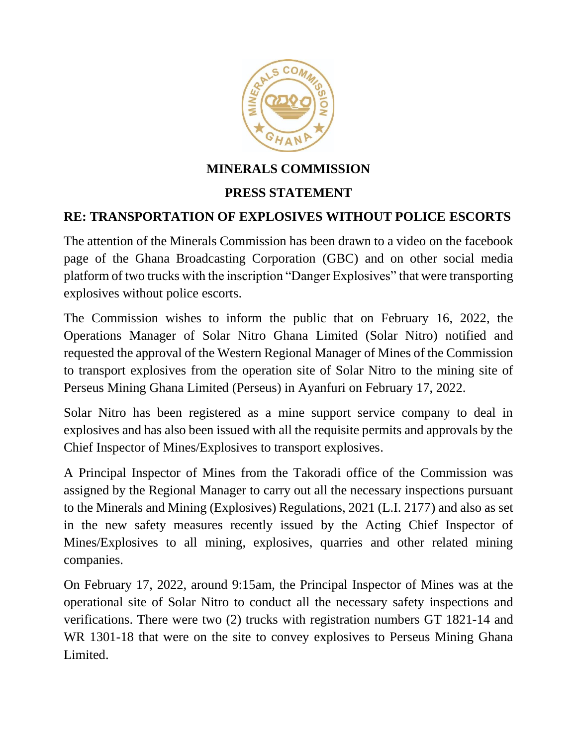# MINERALS COMMISSION

## PRESS STATEMENT

### RE: TRANSPORTATION OF EXPLOSIVES WITHOUT POLICE ESCORTS

The attention of the Minerals Commission has been drawn to a video on the facebook page of the Ghana Broadcasting Corporation (GBC) and on other social media platform of two trucks with the inscription "Danger Explosives" that were transporting explosives without police escorts.

The Commission wishes to inform the public that on February 16, 2022, the Operations Manager of Solar Nitro Ghana Limited (Solar Nitro) notified and requested the approval of the Western Regional Manager of Mines of the Commission to transport explosives from the operation site of Solar Nitro to the mining site of Perseus Mining Ghana Limited (Perseus) in Ayanfuri on February 17, 2022.

Solar Nitro has been registered as a mine support service company to deal in explosives and has also been issued with all the requisite permits and approvals by the Chief Inspector of Mines/Explosives to transport explosives.

A Principal Inspector of Mines from the Takoradi office of the Commission was assigned by the Regional Manager to carry out all the necessary inspections pursuant to the Minerals and Mining (Explosives) Regulations, 2021 (L.I. 2177) and also as set in the new safety measures recently issued by the Acting Chief Inspector of Mines/Explosives to all mining, explosives, quarries and other related mining companies.

On February 17, 2022, around 9:15am, the Principal Inspector of Mines was at the operational site of Solar Nitro to conduct all the necessary safety inspections and verifications. There were two (2) trucks with registration numbers GT 1821-14 and WR 1301-18 that were on the site to convey explosives to Perseus Mining Ghana Limited.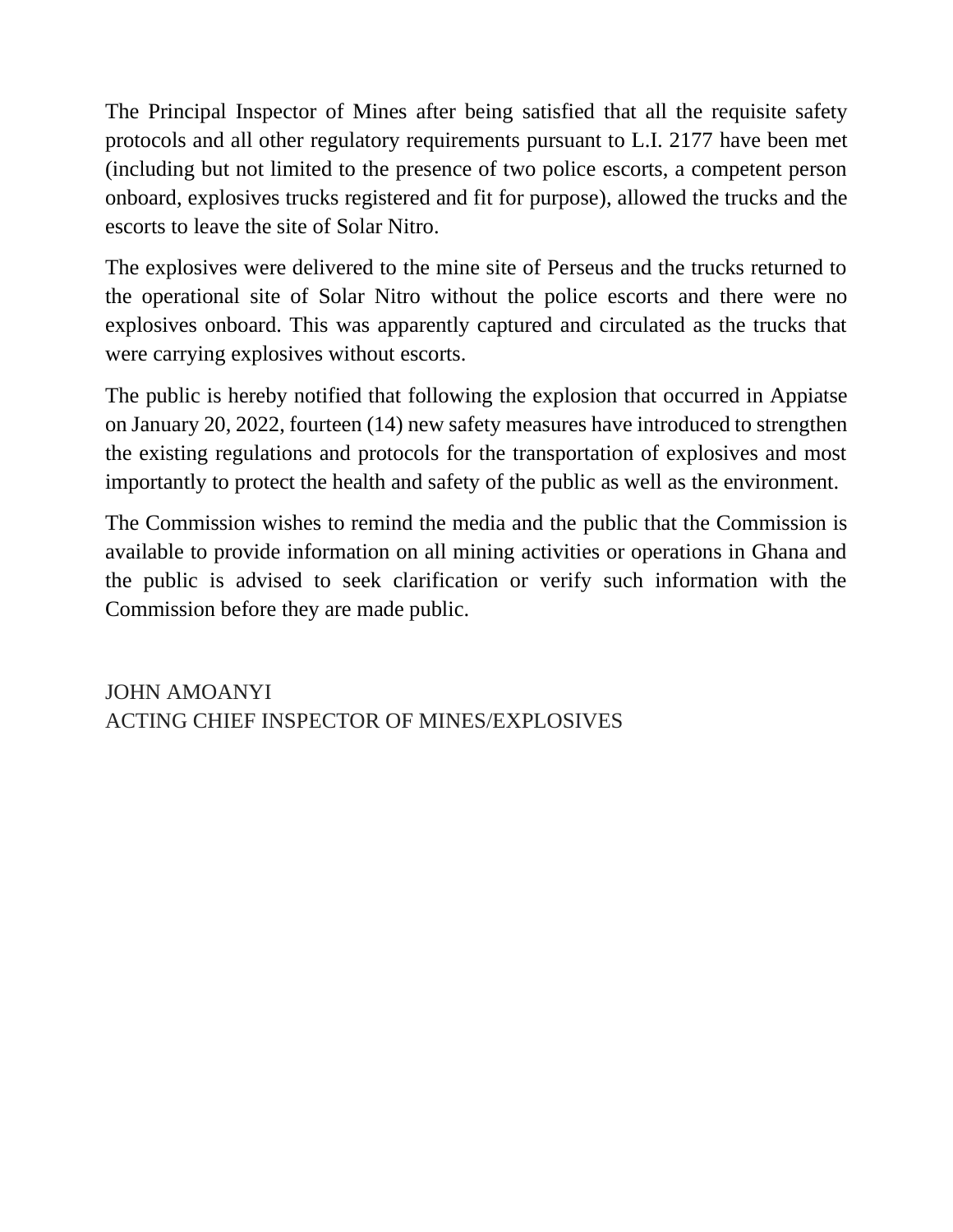The Principal Inspector of Mines after being satisfied that all the requisite safety protocols and all other regulatory requirements pursuant to L.I. 2177 have been met (including but not limited to the presence of two police escorts, a competent person onboard, explosives trucks registered and fit for purpose), allowed the trucks and the escorts to leave the site of Solar Nitro.

The explosives were delivered to the mine site of Perseus and the trucks returned to the operational site of Solar Nitro without the police escorts and there were no explosives onboard. This was apparently captured and circulated as the trucks that were carrying explosives without escorts.

The public is hereby notified that following the explosion that occurred in Appiatse on January 20, 2022, fourteen (14) new safety measures have introduced to strengthen the existing regulations and protocols for the transportation of explosives and most importantly to protect the health and safety of the public as well as the environment.

The Commission wishes to remind the media and the public that the Commission is available to provide information on all mining activities or operations in Ghana and the public is advised to seek clarification or verify such information with the Commission before they are made public.

JOHN AMOANYI
ACTING CHIEF INSPECTOR OF MINES/EXPLOSIVES